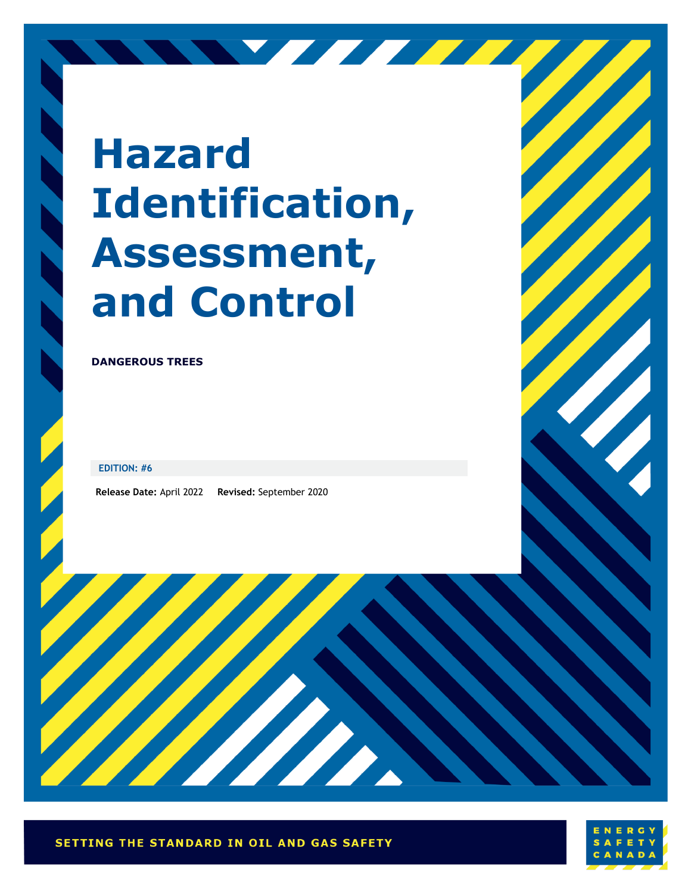# Hazard Identification, Assessment, and Control

**DANGEROUS TREES**

**EDITION: #6**

**Release Date:** April 2022 **Revised:** September 2020

SETTING THE STANDARD IN OIL AND GAS SAFETY

ENERGY SAFETY CANADA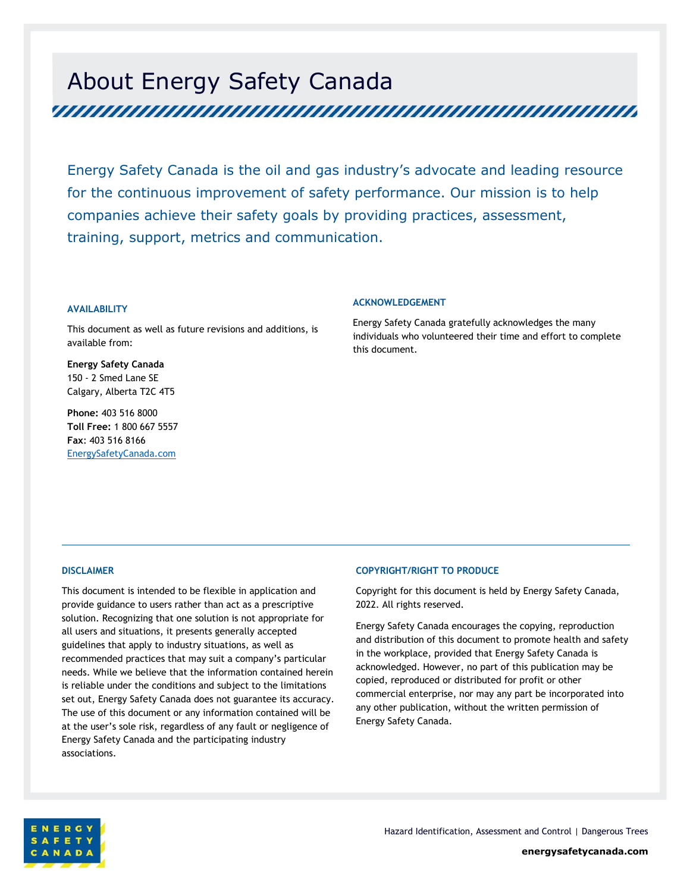# About Energy Safety Canada

Energy Safety Canada is the oil and gas industry's advocate and leading resource for the continuous improvement of safety performance. Our mission is to help companies achieve their safety goals by providing practices, assessment, training, support, metrics and communication.

### AVAILABILITY

This document as well as future revisions and additions, is available from:

**Energy Safety Canada**
150 - 2 Smed Lane SE
Calgary, Alberta T2C 4T5

**Phone:** 403 516 8000
**Toll Free:** 1 800 667 5557
**Fax**: 403 516 8166
EnergySafetyCanada.com

### ACKNOWLEDGEMENT

Energy Safety Canada gratefully acknowledges the many individuals who volunteered their time and effort to complete this document.

### DISCLAIMER

This document is intended to be flexible in application and provide guidance to users rather than act as a prescriptive solution. Recognizing that one solution is not appropriate for all users and situations, it presents generally accepted guidelines that apply to industry situations, as well as recommended practices that may suit a company's particular needs. While we believe that the information contained herein is reliable under the conditions and subject to the limitations set out, Energy Safety Canada does not guarantee its accuracy. The use of this document or any information contained will be at the user's sole risk, regardless of any fault or negligence of Energy Safety Canada and the participating industry associations.

### COPYRIGHT/RIGHT TO PRODUCE

Copyright for this document is held by Energy Safety Canada, 2022. All rights reserved.

Energy Safety Canada encourages the copying, reproduction and distribution of this document to promote health and safety in the workplace, provided that Energy Safety Canada is acknowledged. However, no part of this publication may be copied, reproduced or distributed for profit or other commercial enterprise, nor may any part be incorporated into any other publication, without the written permission of Energy Safety Canada.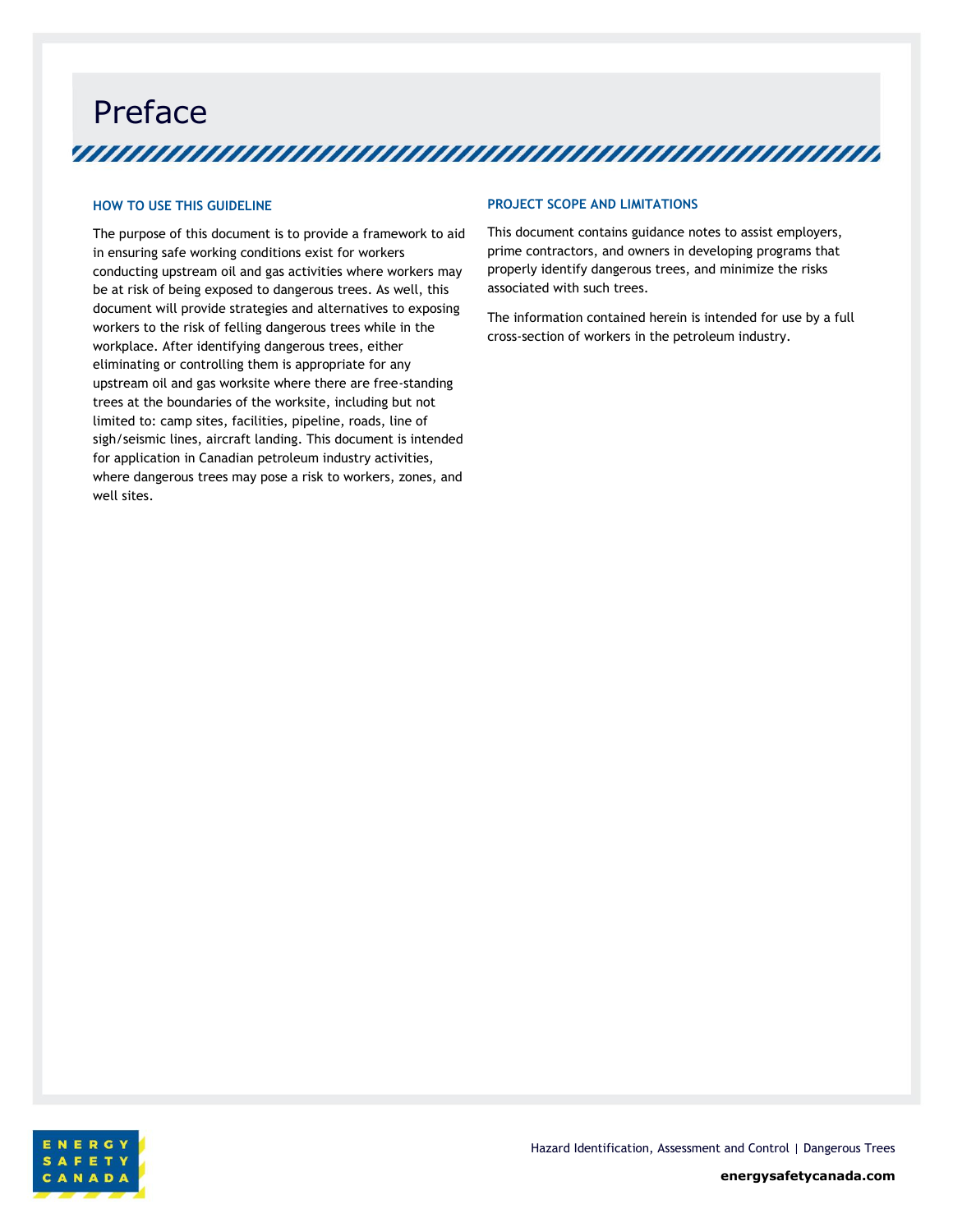# Preface

## HOW TO USE THIS GUIDELINE

The purpose of this document is to provide a framework to aid in ensuring safe working conditions exist for workers conducting upstream oil and gas activities where workers may be at risk of being exposed to dangerous trees. As well, this document will provide strategies and alternatives to exposing workers to the risk of felling dangerous trees while in the workplace. After identifying dangerous trees, either eliminating or controlling them is appropriate for any upstream oil and gas worksite where there are free-standing trees at the boundaries of the worksite, including but not limited to: camp sites, facilities, pipeline, roads, line of sigh/seismic lines, aircraft landing. This document is intended for application in Canadian petroleum industry activities, where dangerous trees may pose a risk to workers, zones, and well sites.

## PROJECT SCOPE AND LIMITATIONS

This document contains guidance notes to assist employers, prime contractors, and owners in developing programs that properly identify dangerous trees, and minimize the risks associated with such trees.

The information contained herein is intended for use by a full cross-section of workers in the petroleum industry.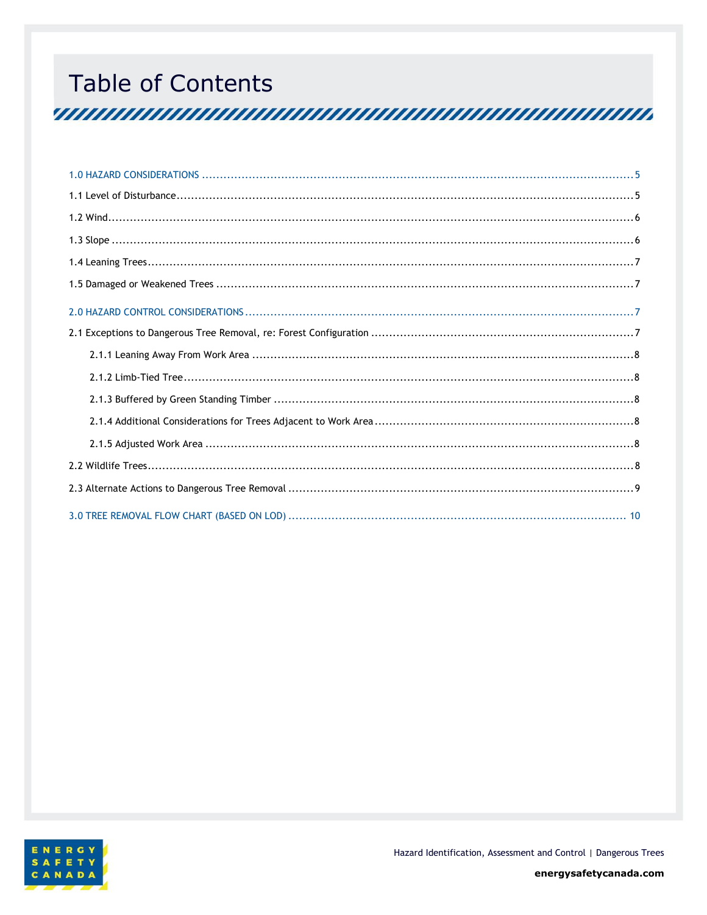# Table of Contents

1.0 HAZARD CONSIDERATIONS ........ 5

1.1 Level of Disturbance ........ 5

1.2 Wind ........ 6

1.3 Slope ........ 6

1.4 Leaning Trees ........ 7

1.5 Damaged or Weakened Trees ........ 7

2.0 HAZARD CONTROL CONSIDERATIONS ........ 7

2.1 Exceptions to Dangerous Tree Removal, re: Forest Configuration ........ 7

- 2.1.1 Leaning Away From Work Area ........ 8
- 2.1.2 Limb-Tied Tree ........ 8
- 2.1.3 Buffered by Green Standing Timber ........ 8
- 2.1.4 Additional Considerations for Trees Adjacent to Work Area ........ 8
- 2.1.5 Adjusted Work Area ........ 8

2.2 Wildlife Trees ........ 8

2.3 Alternate Actions to Dangerous Tree Removal ........ 9

3.0 TREE REMOVAL FLOW CHART (BASED ON LOD) ........ 10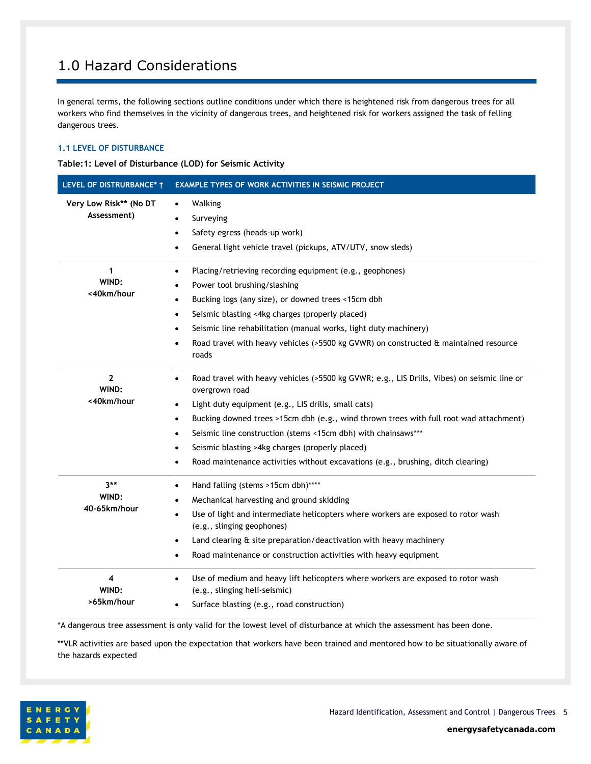# 1.0 Hazard Considerations

In general terms, the following sections outline conditions under which there is heightened risk from dangerous trees for all workers who find themselves in the vicinity of dangerous trees, and heightened risk for workers assigned the task of felling dangerous trees.

### 1.1 LEVEL OF DISTURBANCE

**Table:1: Level of Disturbance (LOD) for Seismic Activity**

| LEVEL OF DISTRURBANCE* † | EXAMPLE TYPES OF WORK ACTIVITIES IN SEISMIC PROJECT |
|---|---|
| **Very Low Risk** (No DT Assessment)** | • Walking<br>• Surveying<br>• Safety egress (heads-up work)<br>• General light vehicle travel (pickups, ATV/UTV, snow sleds) |
| **1<br>WIND:<br><40km/hour** | • Placing/retrieving recording equipment (e.g., geophones)<br>• Power tool brushing/slashing<br>• Bucking logs (any size), or downed trees <15cm dbh<br>• Seismic blasting <4kg charges (properly placed)<br>• Seismic line rehabilitation (manual works, light duty machinery)<br>• Road travel with heavy vehicles (>5500 kg GVWR) on constructed & maintained resource roads |
| **2<br>WIND:<br><40km/hour** | • Road travel with heavy vehicles (>5500 kg GVWR; e.g., LIS Drills, Vibes) on seismic line or overgrown road<br>• Light duty equipment (e.g., LIS drills, small cats)<br>• Bucking downed trees >15cm dbh (e.g., wind thrown trees with full root wad attachment)<br>• Seismic line construction (stems <15cm dbh) with chainsaws***<br>• Seismic blasting >4kg charges (properly placed)<br>• Road maintenance activities without excavations (e.g., brushing, ditch clearing) |
| **3**<br>WIND:<br>40-65km/hour** | • Hand falling (stems >15cm dbh)****<br>• Mechanical harvesting and ground skidding<br>• Use of light and intermediate helicopters where workers are exposed to rotor wash (e.g., slinging geophones)<br>• Land clearing & site preparation/deactivation with heavy machinery<br>• Road maintenance or construction activities with heavy equipment |
| **4<br>WIND:<br>>65km/hour** | • Use of medium and heavy lift helicopters where workers are exposed to rotor wash (e.g., slinging heli-seismic)<br>• Surface blasting (e.g., road construction) |

*A dangerous tree assessment is only valid for the lowest level of disturbance at which the assessment has been done.

**VLR activities are based upon the expectation that workers have been trained and mentored how to be situationally aware of the hazards expected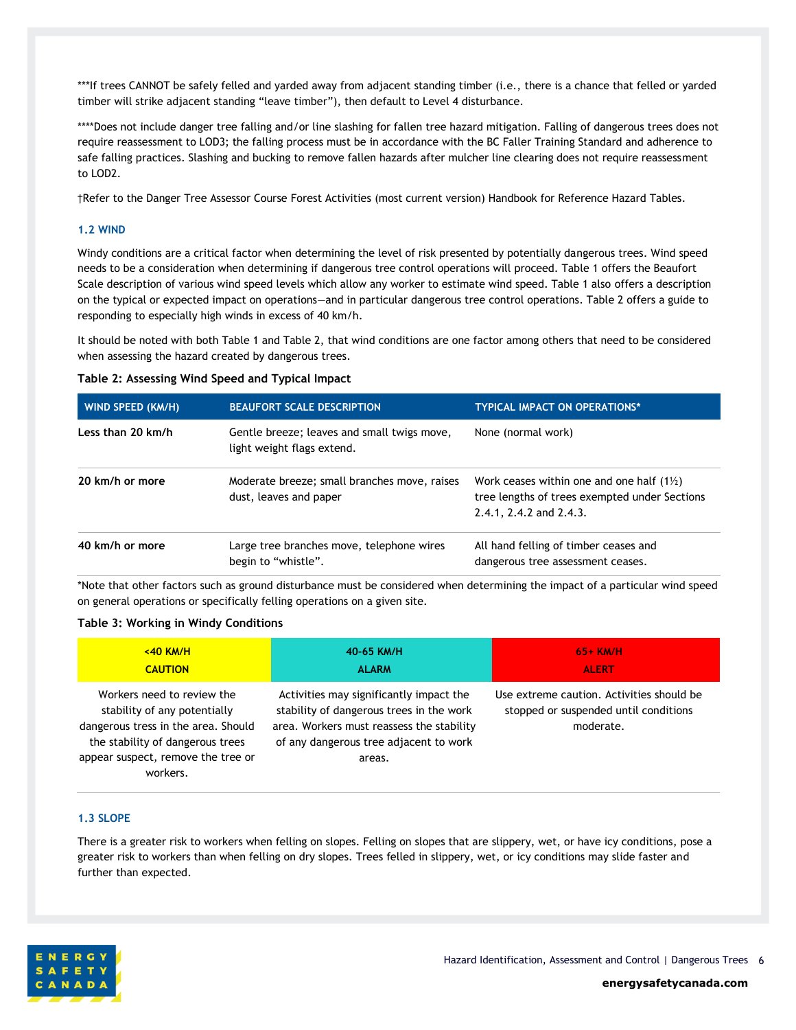***If trees CANNOT be safely felled and yarded away from adjacent standing timber (i.e., there is a chance that felled or yarded timber will strike adjacent standing "leave timber"), then default to Level 4 disturbance.

****Does not include danger tree falling and/or line slashing for fallen tree hazard mitigation. Falling of dangerous trees does not require reassessment to LOD3; the falling process must be in accordance with the BC Faller Training Standard and adherence to safe falling practices. Slashing and bucking to remove fallen hazards after mulcher line clearing does not require reassessment to LOD2.

†Refer to the Danger Tree Assessor Course Forest Activities (most current version) Handbook for Reference Hazard Tables.

### 1.2 WIND

Windy conditions are a critical factor when determining the level of risk presented by potentially dangerous trees. Wind speed needs to be a consideration when determining if dangerous tree control operations will proceed. Table 1 offers the Beaufort Scale description of various wind speed levels which allow any worker to estimate wind speed. Table 1 also offers a description on the typical or expected impact on operations—and in particular dangerous tree control operations. Table 2 offers a guide to responding to especially high winds in excess of 40 km/h.

It should be noted with both Table 1 and Table 2, that wind conditions are one factor among others that need to be considered when assessing the hazard created by dangerous trees.

**Table 2: Assessing Wind Speed and Typical Impact**

| WIND SPEED (KM/H) | BEAUFORT SCALE DESCRIPTION | TYPICAL IMPACT ON OPERATIONS* |
|---|---|---|
| **Less than 20 km/h** | Gentle breeze; leaves and small twigs move, light weight flags extend. | None (normal work) |
| **20 km/h or more** | Moderate breeze; small branches move, raises dust, leaves and paper | Work ceases within one and one half (1½) tree lengths of trees exempted under Sections 2.4.1, 2.4.2 and 2.4.3. |
| **40 km/h or more** | Large tree branches move, telephone wires begin to "whistle". | All hand felling of timber ceases and dangerous tree assessment ceases. |

*Note that other factors such as ground disturbance must be considered when determining the impact of a particular wind speed on general operations or specifically felling operations on a given site.

**Table 3: Working in Windy Conditions**

| <40 KM/H CAUTION | 40-65 KM/H ALARM | 65+ KM/H ALERT |
|---|---|---|
| Workers need to review the stability of any potentially dangerous tress in the area. Should the stability of dangerous trees appear suspect, remove the tree or workers. | Activities may significantly impact the stability of dangerous trees in the work area. Workers must reassess the stability of any dangerous tree adjacent to work areas. | Use extreme caution. Activities should be stopped or suspended until conditions moderate. |

### 1.3 SLOPE

There is a greater risk to workers when felling on slopes. Felling on slopes that are slippery, wet, or have icy conditions, pose a greater risk to workers than when felling on dry slopes. Trees felled in slippery, wet, or icy conditions may slide faster and further than expected.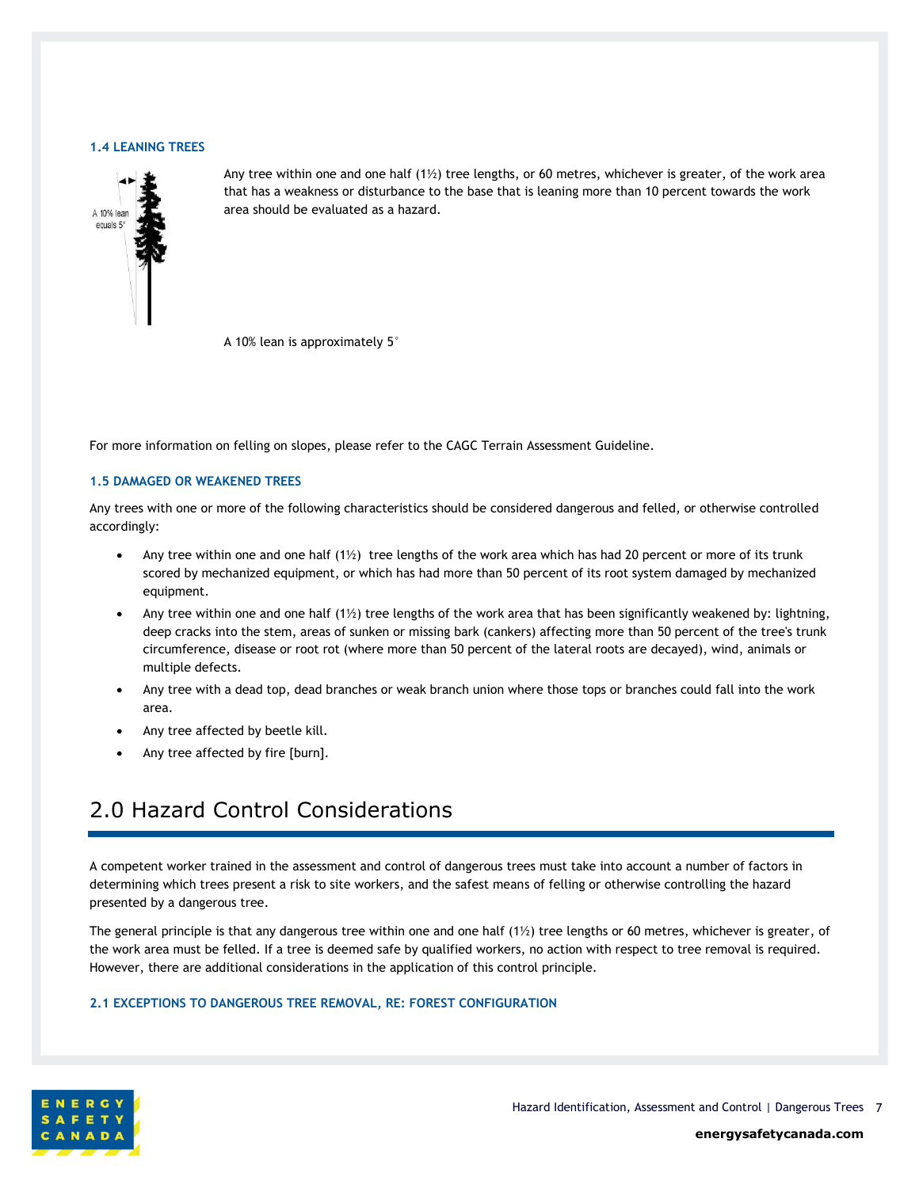#### 1.4 LEANING TREES

Any tree within one and one half (1½) tree lengths, or 60 metres, whichever is greater, of the work area that has a weakness or disturbance to the base that is leaning more than 10 percent towards the work area should be evaluated as a hazard.

A 10% lean is approximately 5˚

For more information on felling on slopes, please refer to the CAGC Terrain Assessment Guideline.

#### 1.5 DAMAGED OR WEAKENED TREES

Any trees with one or more of the following characteristics should be considered dangerous and felled, or otherwise controlled accordingly:

- Any tree within one and one half (1½) tree lengths of the work area which has had 20 percent or more of its trunk scored by mechanized equipment, or which has had more than 50 percent of its root system damaged by mechanized equipment.
- Any tree within one and one half (1½) tree lengths of the work area that has been significantly weakened by: lightning, deep cracks into the stem, areas of sunken or missing bark (cankers) affecting more than 50 percent of the tree's trunk circumference, disease or root rot (where more than 50 percent of the lateral roots are decayed), wind, animals or multiple defects.
- Any tree with a dead top, dead branches or weak branch union where those tops or branches could fall into the work area.
- Any tree affected by beetle kill.
- Any tree affected by fire [burn].

# 2.0 Hazard Control Considerations

A competent worker trained in the assessment and control of dangerous trees must take into account a number of factors in determining which trees present a risk to site workers, and the safest means of felling or otherwise controlling the hazard presented by a dangerous tree.

The general principle is that any dangerous tree within one and one half (1½) tree lengths or 60 metres, whichever is greater, of the work area must be felled. If a tree is deemed safe by qualified workers, no action with respect to tree removal is required. However, there are additional considerations in the application of this control principle.

#### 2.1 EXCEPTIONS TO DANGEROUS TREE REMOVAL, RE: FOREST CONFIGURATION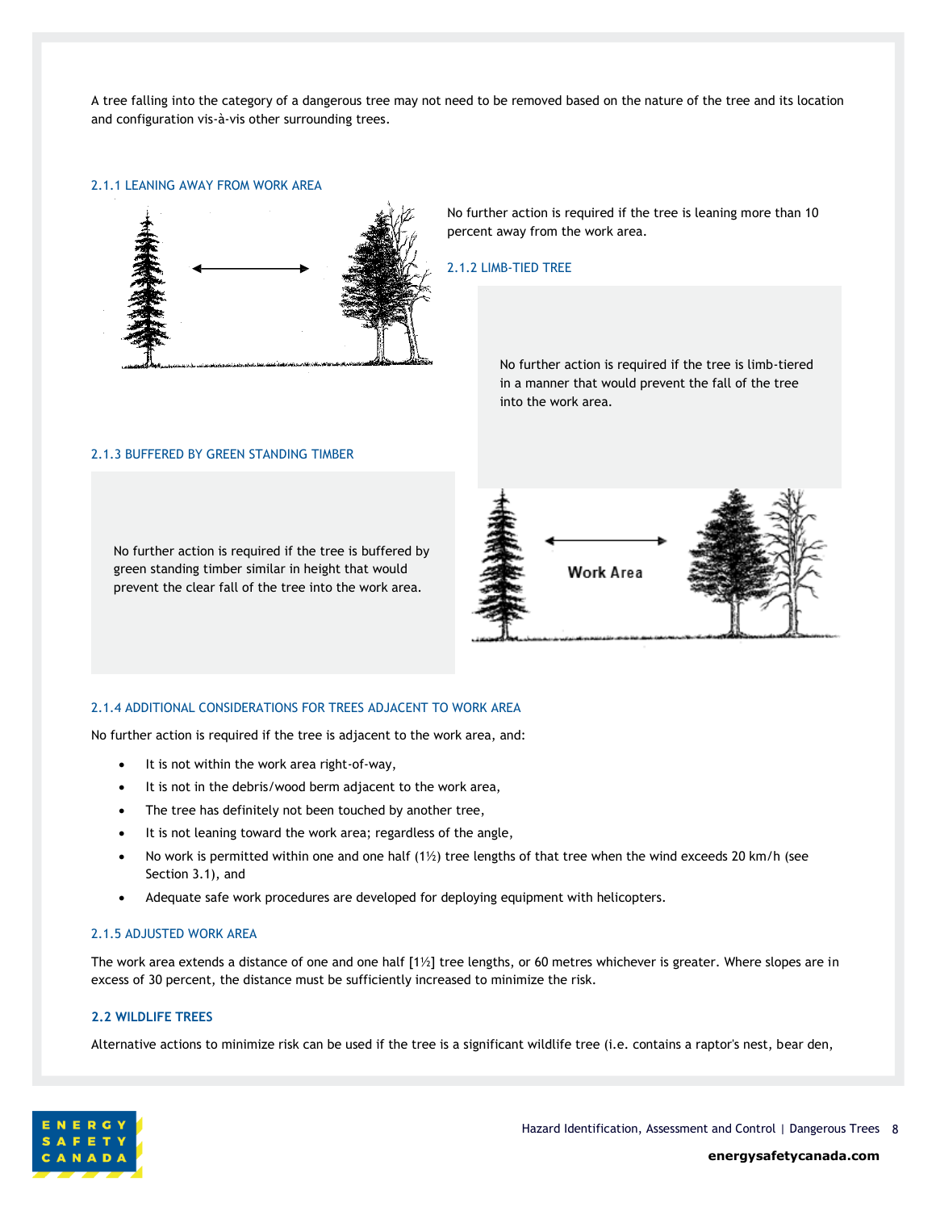A tree falling into the category of a dangerous tree may not need to be removed based on the nature of the tree and its location and configuration vis-à-vis other surrounding trees.

### 2.1.1 LEANING AWAY FROM WORK AREA

No further action is required if the tree is leaning more than 10 percent away from the work area.

### 2.1.2 LIMB-TIED TREE

No further action is required if the tree is limb-tiered in a manner that would prevent the fall of the tree into the work area.

### 2.1.3 BUFFERED BY GREEN STANDING TIMBER

No further action is required if the tree is buffered by green standing timber similar in height that would prevent the clear fall of the tree into the work area.

Work Area

### 2.1.4 ADDITIONAL CONSIDERATIONS FOR TREES ADJACENT TO WORK AREA

No further action is required if the tree is adjacent to the work area, and:

- It is not within the work area right-of-way,
- It is not in the debris/wood berm adjacent to the work area,
- The tree has definitely not been touched by another tree,
- It is not leaning toward the work area; regardless of the angle,
- No work is permitted within one and one half (1½) tree lengths of that tree when the wind exceeds 20 km/h (see Section 3.1), and
- Adequate safe work procedures are developed for deploying equipment with helicopters.

### 2.1.5 ADJUSTED WORK AREA

The work area extends a distance of one and one half [1½] tree lengths, or 60 metres whichever is greater. Where slopes are in excess of 30 percent, the distance must be sufficiently increased to minimize the risk.

## 2.2 WILDLIFE TREES

Alternative actions to minimize risk can be used if the tree is a significant wildlife tree (i.e. contains a raptor's nest, bear den,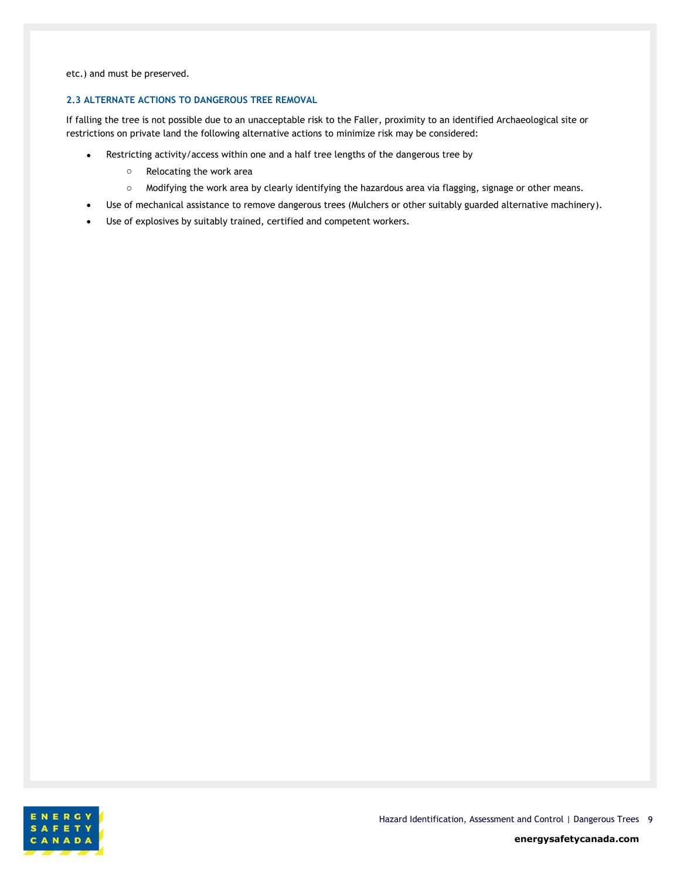etc.) and must be preserved.

### 2.3 ALTERNATE ACTIONS TO DANGEROUS TREE REMOVAL

If falling the tree is not possible due to an unacceptable risk to the Faller, proximity to an identified Archaeological site or restrictions on private land the following alternative actions to minimize risk may be considered:

- Restricting activity/access within one and a half tree lengths of the dangerous tree by
  - Relocating the work area
  - Modifying the work area by clearly identifying the hazardous area via flagging, signage or other means.
- Use of mechanical assistance to remove dangerous trees (Mulchers or other suitably guarded alternative machinery).
- Use of explosives by suitably trained, certified and competent workers.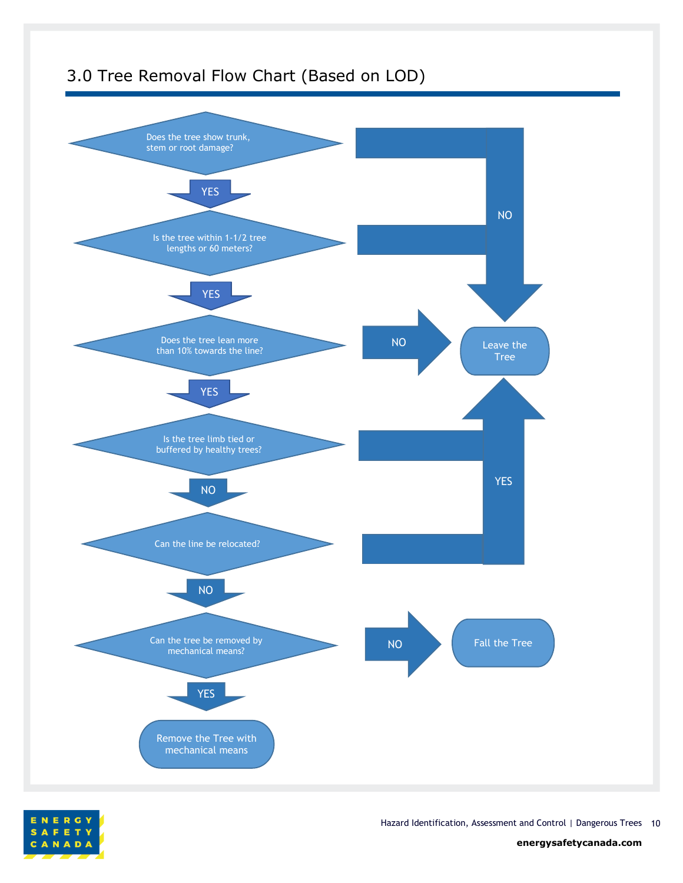## 3.0 Tree Removal Flow Chart (Based on LOD)

Does the tree show trunk, stem or root damage?

- NO → Leave the Tree
- YES → Is the tree within 1-1/2 tree lengths or 60 meters?
  - NO → Leave the Tree
  - YES → Does the tree lean more than 10% towards the line?
    - NO → Leave the Tree
    - YES → Is the tree limb tied or buffered by healthy trees?
      - YES → Leave the Tree
      - NO → Can the line be relocated?
        - YES → Leave the Tree
        - NO → Can the tree be removed by mechanical means?
          - NO → Fall the Tree
          - YES → Remove the Tree with mechanical means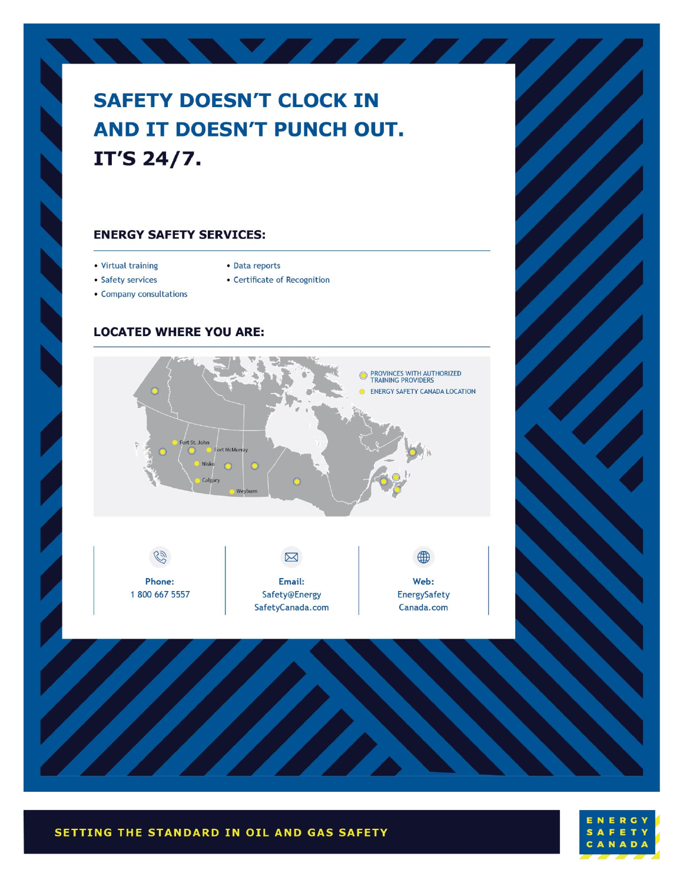# SAFETY DOESN'T CLOCK IN AND IT DOESN'T PUNCH OUT. IT'S 24/7.

## ENERGY SAFETY SERVICES:

- Virtual training
- Safety services
- Company consultations
- Data reports
- Certificate of Recognition

## LOCATED WHERE YOU ARE:

PROVINCES WITH AUTHORIZED TRAINING PROVIDERS

ENERGY SAFETY CANADA LOCATION

Fort St. John

Fort McMurray

Nisku

Calgary

Weyburn

**Phone:**
1 800 667 5557

**Email:**
Safety@EnergySafetyCanada.com

**Web:**
EnergySafetyCanada.com

SETTING THE STANDARD IN OIL AND GAS SAFETY

ENERGY SAFETY CANADA